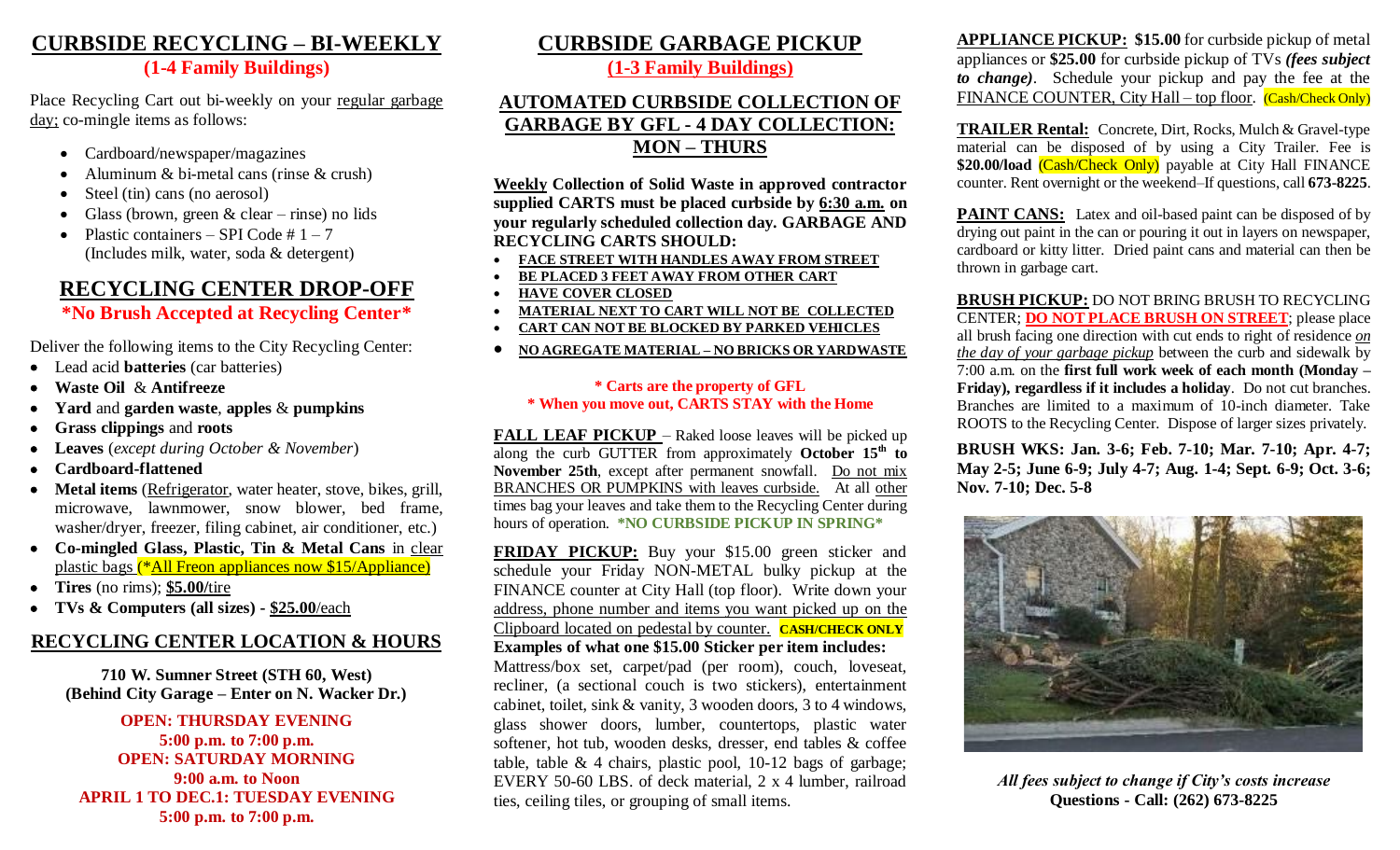## CURBSIDE RECYCLING – BI-WEEKLY

**(1-4 Family Buildings)**

Place Recycling Cart out bi-weekly on your regular garbage day; co-mingle items as follows:

- Cardboard/newspaper/magazines
- Aluminum & bi-metal cans (rinse & crush)
- Steel (tin) cans (no aerosol)
- Glass (brown, green & clear – rinse) no lids
- Plastic containers – SPI Code # 1 – 7 (Includes milk, water, soda & detergent)

## RECYCLING CENTER DROP-OFF

**\*No Brush Accepted at Recycling Center\***

Deliver the following items to the City Recycling Center:

- Lead acid **batteries** (car batteries)
- **Waste Oil** & **Antifreeze**
- **Yard** and **garden waste**, **apples** & **pumpkins**
- **Grass clippings** and **roots**
- **Leaves** (*except during October & November*)
- **Cardboard-flattened**
- **Metal items** (Refrigerator, water heater, stove, bikes, grill, microwave, lawnmower, snow blower, bed frame, washer/dryer, freezer, filing cabinet, air conditioner, etc.)
- **Co-mingled Glass, Plastic, Tin & Metal Cans** in clear plastic bags (\*All Freon appliances now $15/Appliance)
- **Tires** (no rims); **$5.00**/tire
- **TVs & Computers (all sizes) - $25.00**/each

## RECYCLING CENTER LOCATION & HOURS

**710 W. Sumner Street (STH 60, West)**
**(Behind City Garage – Enter on N. Wacker Dr.)**

**OPEN: THURSDAY EVENING**
**5:00 p.m. to 7:00 p.m.**
**OPEN: SATURDAY MORNING**
**9:00 a.m. to Noon**
**APRIL 1 TO DEC.1: TUESDAY EVENING**
**5:00 p.m. to 7:00 p.m.**

## CURBSIDE GARBAGE PICKUP

**(1-3 Family Buildings)**

### AUTOMATED CURBSIDE COLLECTION OF GARBAGE BY GFL - 4 DAY COLLECTION: MON – THURS

**Weekly Collection of Solid Waste in approved contractor supplied CARTS must be placed curbside by 6:30 a.m. on your regularly scheduled collection day. GARBAGE AND RECYCLING CARTS SHOULD:**

- **FACE STREET WITH HANDLES AWAY FROM STREET**
- **BE PLACED 3 FEET AWAY FROM OTHER CART**
- **HAVE COVER CLOSED**
- **MATERIAL NEXT TO CART WILL NOT BE COLLECTED**
- **CART CAN NOT BE BLOCKED BY PARKED VEHICLES**
- **NO AGREGATE MATERIAL – NO BRICKS OR YARDWASTE**

**\* Carts are the property of GFL**
**\* When you move out, CARTS STAY with the Home**

**FALL LEAF PICKUP** – Raked loose leaves will be picked up along the curb GUTTER from approximately **October 15th to November 25th**, except after permanent snowfall. Do not mix BRANCHES OR PUMPKINS with leaves curbside. At all other times bag your leaves and take them to the Recycling Center during hours of operation. **\*NO CURBSIDE PICKUP IN SPRING\***

**FRIDAY PICKUP:** Buy your $15.00 green sticker and schedule your Friday NON-METAL bulky pickup at the FINANCE counter at City Hall (top floor). Write down your address, phone number and items you want picked up on the Clipboard located on pedestal by counter. **CASH/CHECK ONLY**

**Examples of what one $15.00 Sticker per item includes:**
Mattress/box set, carpet/pad (per room), couch, loveseat, recliner, (a sectional couch is two stickers), entertainment cabinet, toilet, sink & vanity, 3 wooden doors, 3 to 4 windows, glass shower doors, lumber, countertops, plastic water softener, hot tub, wooden desks, dresser, end tables & coffee table, table & 4 chairs, plastic pool, 10-12 bags of garbage; EVERY 50-60 LBS. of deck material, 2 x 4 lumber, railroad ties, ceiling tiles, or grouping of small items.

**APPLIANCE PICKUP: $15.00** for curbside pickup of metal appliances or **$25.00** for curbside pickup of TVs ***(fees subject to change)***. Schedule your pickup and pay the fee at the FINANCE COUNTER, City Hall – top floor. (Cash/Check Only)

**TRAILER Rental:** Concrete, Dirt, Rocks, Mulch & Gravel-type material can be disposed of by using a City Trailer. Fee is **$20.00/load** (Cash/Check Only) payable at City Hall FINANCE counter. Rent overnight or the weekend–If questions, call **673-8225**.

**PAINT CANS:** Latex and oil-based paint can be disposed of by drying out paint in the can or pouring it out in layers on newspaper, cardboard or kitty litter. Dried paint cans and material can then be thrown in garbage cart.

**BRUSH PICKUP:** DO NOT BRING BRUSH TO RECYCLING CENTER; **DO NOT PLACE BRUSH ON STREET**; please place all brush facing one direction with cut ends to right of residence *on the day of your garbage pickup* between the curb and sidewalk by 7:00 a.m. on the **first full work week of each month (Monday – Friday), regardless if it includes a holiday**. Do not cut branches. Branches are limited to a maximum of 10-inch diameter. Take ROOTS to the Recycling Center. Dispose of larger sizes privately.

**BRUSH WKS: Jan. 3-6; Feb. 7-10; Mar. 7-10; Apr. 4-7; May 2-5; June 6-9; July 4-7; Aug. 1-4; Sept. 6-9; Oct. 3-6; Nov. 7-10; Dec. 5-8**

***All fees subject to change if City's costs increase***
**Questions - Call: (262) 673-8225**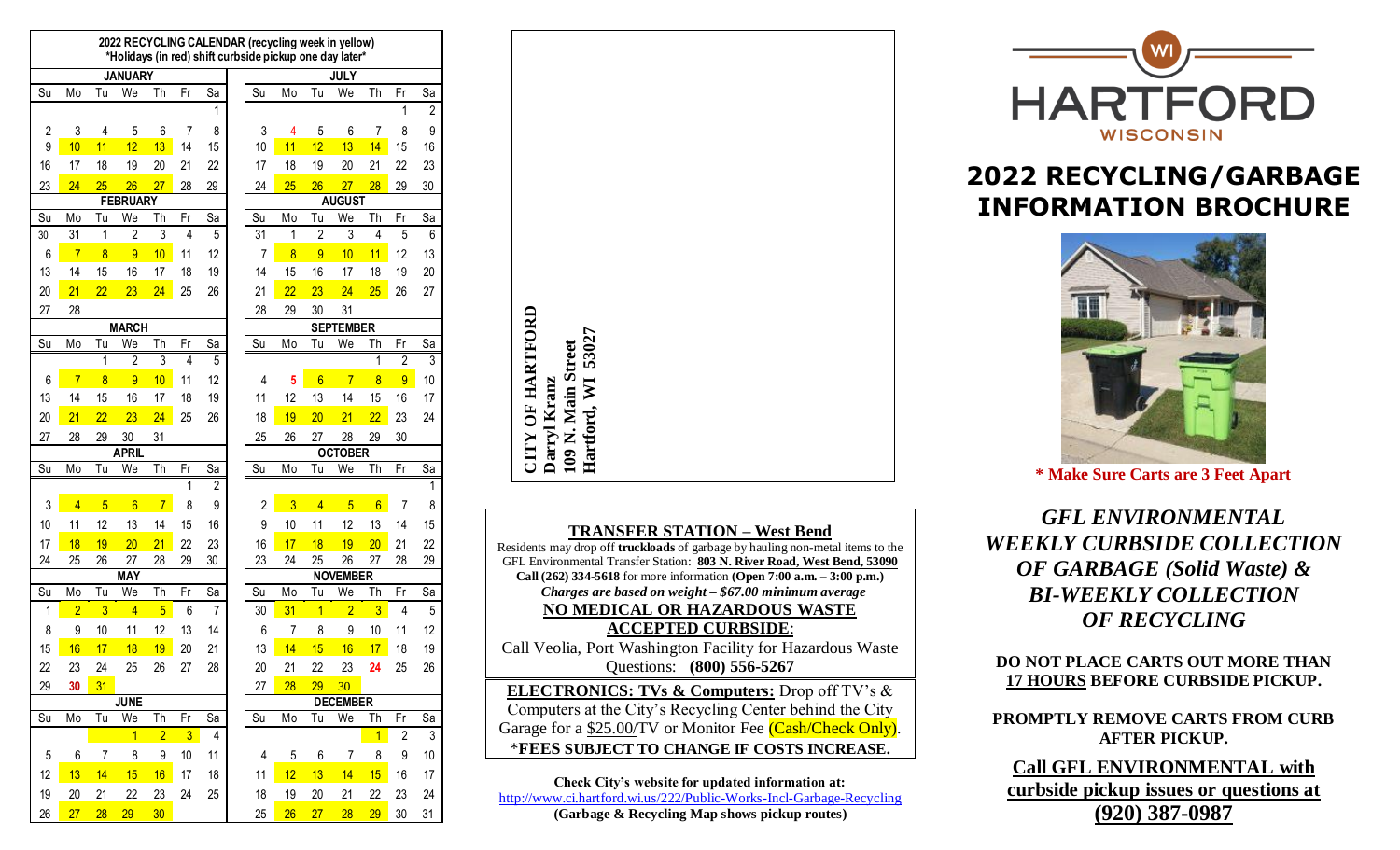**2022 RECYCLING CALENDAR (recycling week in yellow)**
***Holidays (in red) shift curbside pickup one day later***

**JANUARY**

| Su | Mo | Tu | We | Th | Fr | Sa |
|---|---|---|---|---|---|---|
| | | | | | | 1 |
| 2 | 3 | 4 | 5 | 6 | 7 | 8 |
| 9 | 10 | 11 | 12 | 13 | 14 | 15 |
| 16 | 17 | 18 | 19 | 20 | 21 | 22 |
| 23 | 24 | 25 | 26 | 27 | 28 | 29 |

**FEBRUARY**

| Su | Mo | Tu | We | Th | Fr | Sa |
|---|---|---|---|---|---|---|
| 30 | 31 | 1 | 2 | 3 | 4 | 5 |
| 6 | 7 | 8 | 9 | 10 | 11 | 12 |
| 13 | 14 | 15 | 16 | 17 | 18 | 19 |
| 20 | 21 | 22 | 23 | 24 | 25 | 26 |
| 27 | 28 | | | | | |

**MARCH**

| Su | Mo | Tu | We | Th | Fr | Sa |
|---|---|---|---|---|---|---|
| | | 1 | 2 | 3 | 4 | 5 |
| 6 | 7 | 8 | 9 | 10 | 11 | 12 |
| 13 | 14 | 15 | 16 | 17 | 18 | 19 |
| 20 | 21 | 22 | 23 | 24 | 25 | 26 |
| 27 | 28 | 29 | 30 | 31 | | |

**APRIL**

| Su | Mo | Tu | We | Th | Fr | Sa |
|---|---|---|---|---|---|---|
| | | | | | 1 | 2 |
| 3 | 4 | 5 | 6 | 7 | 8 | 9 |
| 10 | 11 | 12 | 13 | 14 | 15 | 16 |
| 17 | 18 | 19 | 20 | 21 | 22 | 23 |
| 24 | 25 | 26 | 27 | 28 | 29 | 30 |

**MAY**

| Su | Mo | Tu | We | Th | Fr | Sa |
|---|---|---|---|---|---|---|
| 1 | 2 | 3 | 4 | 5 | 6 | 7 |
| 8 | 9 | 10 | 11 | 12 | 13 | 14 |
| 15 | 16 | 17 | 18 | 19 | 20 | 21 |
| 22 | 23 | 24 | 25 | 26 | 27 | 28 |
| 29 | 30 | 31 | | | | |

**JUNE**

| Su | Mo | Tu | We | Th | Fr | Sa |
|---|---|---|---|---|---|---|
| | | | 1 | 2 | 3 | 4 |
| 5 | 6 | 7 | 8 | 9 | 10 | 11 |
| 12 | 13 | 14 | 15 | 16 | 17 | 18 |
| 19 | 20 | 21 | 22 | 23 | 24 | 25 |
| 26 | 27 | 28 | 29 | 30 | | |

**JULY**

| Su | Mo | Tu | We | Th | Fr | Sa |
|---|---|---|---|---|---|---|
| | | | | | 1 | 2 |
| 3 | 4 | 5 | 6 | 7 | 8 | 9 |
| 10 | 11 | 12 | 13 | 14 | 15 | 16 |
| 17 | 18 | 19 | 20 | 21 | 22 | 23 |
| 24 | 25 | 26 | 27 | 28 | 29 | 30 |

**AUGUST**

| Su | Mo | Tu | We | Th | Fr | Sa |
|---|---|---|---|---|---|---|
| 31 | 1 | 2 | 3 | 4 | 5 | 6 |
| 7 | 8 | 9 | 10 | 11 | 12 | 13 |
| 14 | 15 | 16 | 17 | 18 | 19 | 20 |
| 21 | 22 | 23 | 24 | 25 | 26 | 27 |
| 28 | 29 | 30 | 31 | | | |

**SEPTEMBER**

| Su | Mo | Tu | We | Th | Fr | Sa |
|---|---|---|---|---|---|---|
| | | | | 1 | 2 | 3 |
| 4 | 5 | 6 | 7 | 8 | 9 | 10 |
| 11 | 12 | 13 | 14 | 15 | 16 | 17 |
| 18 | 19 | 20 | 21 | 22 | 23 | 24 |
| 25 | 26 | 27 | 28 | 29 | 30 | |

**OCTOBER**

| Su | Mo | Tu | We | Th | Fr | Sa |
|---|---|---|---|---|---|---|
| | | | | | | 1 |
| 2 | 3 | 4 | 5 | 6 | 7 | 8 |
| 9 | 10 | 11 | 12 | 13 | 14 | 15 |
| 16 | 17 | 18 | 19 | 20 | 21 | 22 |
| 23 | 24 | 25 | 26 | 27 | 28 | 29 |

**NOVEMBER**

| Su | Mo | Tu | We | Th | Fr | Sa |
|---|---|---|---|---|---|---|
| 30 | 31 | 1 | 2 | 3 | 4 | 5 |
| 6 | 7 | 8 | 9 | 10 | 11 | 12 |
| 13 | 14 | 15 | 16 | 17 | 18 | 19 |
| 20 | 21 | 22 | 23 | 24 | 25 | 26 |
| 27 | 28 | 29 | 30 | | | |

**DECEMBER**

| Su | Mo | Tu | We | Th | Fr | Sa |
|---|---|---|---|---|---|---|
| | | | | 1 | 2 | 3 |
| 4 | 5 | 6 | 7 | 8 | 9 | 10 |
| 11 | 12 | 13 | 14 | 15 | 16 | 17 |
| 18 | 19 | 20 | 21 | 22 | 23 | 24 |
| 25 | 26 | 27 | 28 | 29 | 30 | 31 |

**CITY OF HARTFORD**
**Darryl Kranz**
**109 N. Main Street**
**Hartford, WI 53027**

## TRANSFER STATION – West Bend

Residents may drop off **truckloads** of garbage by hauling non-metal items to the GFL Environmental Transfer Station: **803 N. River Road, West Bend, 53090**
**Call (262) 334-5618** for more information **(Open 7:00 a.m. – 3:00 p.m.)**
***Charges are based on weight – $67.00 minimum average***

**NO MEDICAL OR HAZARDOUS WASTE ACCEPTED CURBSIDE:**
Call Veolia, Port Washington Facility for Hazardous Waste Questions: **(800) 556-5267**

**ELECTRONICS: TVs & Computers:** Drop off TV's & Computers at the City's Recycling Center behind the City Garage for a $25.00/TV or Monitor Fee (Cash/Check Only).
***FEES SUBJECT TO CHANGE IF COSTS INCREASE.**

**Check City's website for updated information at:**
http://www.ci.hartford.wi.us/222/Public-Works-Incl-Garbage-Recycling
**(Garbage & Recycling Map shows pickup routes)**

HARTFORD WISCONSIN

# 2022 RECYCLING/GARBAGE INFORMATION BROCHURE

**\* Make Sure Carts are 3 Feet Apart**

## *GFL ENVIRONMENTAL WEEKLY CURBSIDE COLLECTION OF GARBAGE (Solid Waste) & BI-WEEKLY COLLECTION OF RECYCLING*

**DO NOT PLACE CARTS OUT MORE THAN 17 HOURS BEFORE CURBSIDE PICKUP.**

**PROMPTLY REMOVE CARTS FROM CURB AFTER PICKUP.**

**Call GFL ENVIRONMENTAL with curbside pickup issues or questions at (920) 387-0987**